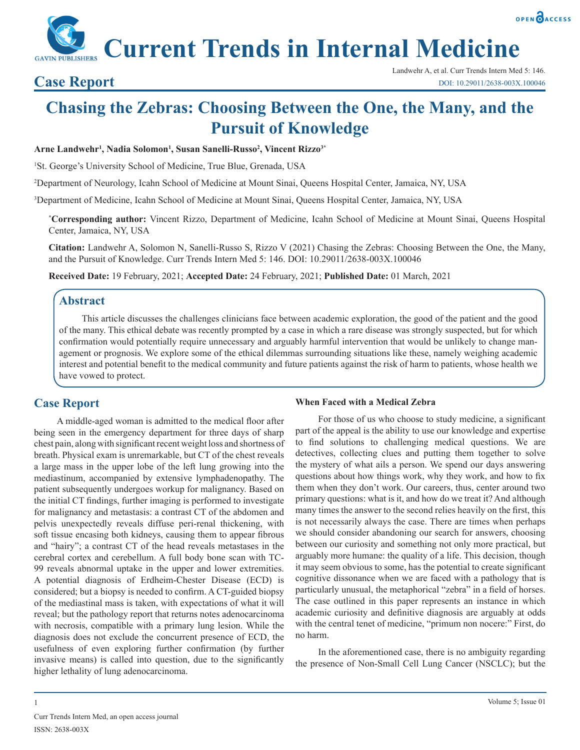## Case Report

# Chasing the Zebras: Choosing Between the One, the Many, and the Pursuit of Knowledge

**Arne Landwehr[1], Nadia Solomon[1], Susan Sanelli-Russo[2], Vincent Rizzo[3*]**

[1]St. George's University School of Medicine, True Blue, Grenada, USA

[2]Department of Neurology, Icahn School of Medicine at Mount Sinai, Queens Hospital Center, Jamaica, NY, USA

[3]Department of Medicine, Icahn School of Medicine at Mount Sinai, Queens Hospital Center, Jamaica, NY, USA

[*]**Corresponding author:** Vincent Rizzo, Department of Medicine, Icahn School of Medicine at Mount Sinai, Queens Hospital Center, Jamaica, NY, USA

**Citation:** Landwehr A, Solomon N, Sanelli-Russo S, Rizzo V (2021) Chasing the Zebras: Choosing Between the One, the Many, and the Pursuit of Knowledge. Curr Trends Intern Med 5: 146. DOI: 10.29011/2638-003X.100046

**Received Date:** 19 February, 2021; **Accepted Date:** 24 February, 2021; **Published Date:** 01 March, 2021

## Abstract

This article discusses the challenges clinicians face between academic exploration, the good of the patient and the good of the many. This ethical debate was recently prompted by a case in which a rare disease was strongly suspected, but for which confirmation would potentially require unnecessary and arguably harmful intervention that would be unlikely to change management or prognosis. We explore some of the ethical dilemmas surrounding situations like these, namely weighing academic interest and potential benefit to the medical community and future patients against the risk of harm to patients, whose health we have vowed to protect.

## Case Report

A middle-aged woman is admitted to the medical floor after being seen in the emergency department for three days of sharp chest pain, along with significant recent weight loss and shortness of breath. Physical exam is unremarkable, but CT of the chest reveals a large mass in the upper lobe of the left lung growing into the mediastinum, accompanied by extensive lymphadenopathy. The patient subsequently undergoes workup for malignancy. Based on the initial CT findings, further imaging is performed to investigate for malignancy and metastasis: a contrast CT of the abdomen and pelvis unexpectedly reveals diffuse peri-renal thickening, with soft tissue encasing both kidneys, causing them to appear fibrous and "hairy"; a contrast CT of the head reveals metastases in the cerebral cortex and cerebellum. A full body bone scan with TC-99 reveals abnormal uptake in the upper and lower extremities. A potential diagnosis of Erdheim-Chester Disease (ECD) is considered; but a biopsy is needed to confirm. A CT-guided biopsy of the mediastinal mass is taken, with expectations of what it will reveal; but the pathology report that returns notes adenocarcinoma with necrosis, compatible with a primary lung lesion. While the diagnosis does not exclude the concurrent presence of ECD, the usefulness of even exploring further confirmation (by further invasive means) is called into question, due to the significantly higher lethality of lung adenocarcinoma.

### When Faced with a Medical Zebra

For those of us who choose to study medicine, a significant part of the appeal is the ability to use our knowledge and expertise to find solutions to challenging medical questions. We are detectives, collecting clues and putting them together to solve the mystery of what ails a person. We spend our days answering questions about how things work, why they work, and how to fix them when they don't work. Our careers, thus, center around two primary questions: what is it, and how do we treat it? And although many times the answer to the second relies heavily on the first, this is not necessarily always the case. There are times when perhaps we should consider abandoning our search for answers, choosing between our curiosity and something not only more practical, but arguably more humane: the quality of a life. This decision, though it may seem obvious to some, has the potential to create significant cognitive dissonance when we are faced with a pathology that is particularly unusual, the metaphorical "zebra" in a field of horses. The case outlined in this paper represents an instance in which academic curiosity and definitive diagnosis are arguably at odds with the central tenet of medicine, "primum non nocere:" First, do no harm.

In the aforementioned case, there is no ambiguity regarding the presence of Non-Small Cell Lung Cancer (NSCLC); but the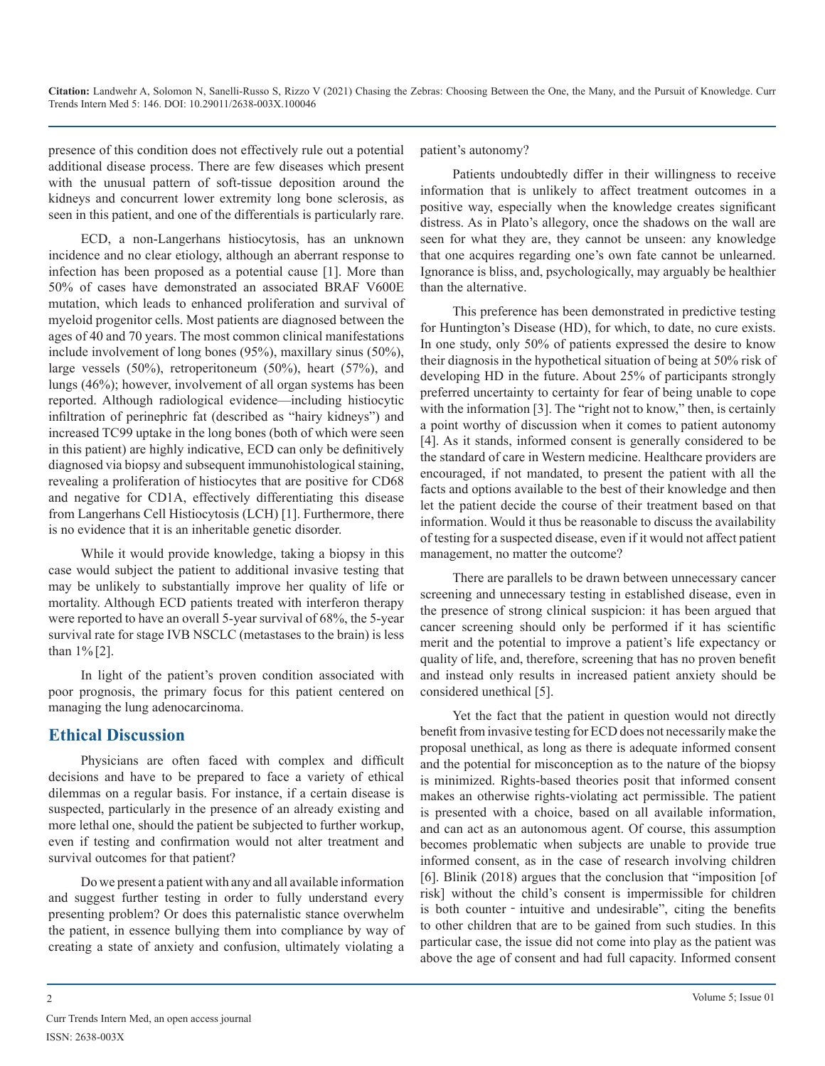presence of this condition does not effectively rule out a potential additional disease process. There are few diseases which present with the unusual pattern of soft-tissue deposition around the kidneys and concurrent lower extremity long bone sclerosis, as seen in this patient, and one of the differentials is particularly rare.

ECD, a non-Langerhans histiocytosis, has an unknown incidence and no clear etiology, although an aberrant response to infection has been proposed as a potential cause [1]. More than 50% of cases have demonstrated an associated BRAF V600E mutation, which leads to enhanced proliferation and survival of myeloid progenitor cells. Most patients are diagnosed between the ages of 40 and 70 years. The most common clinical manifestations include involvement of long bones (95%), maxillary sinus (50%), large vessels (50%), retroperitoneum (50%), heart (57%), and lungs (46%); however, involvement of all organ systems has been reported. Although radiological evidence—including histiocytic infiltration of perinephric fat (described as "hairy kidneys") and increased TC99 uptake in the long bones (both of which were seen in this patient) are highly indicative, ECD can only be definitively diagnosed via biopsy and subsequent immunohistological staining, revealing a proliferation of histiocytes that are positive for CD68 and negative for CD1A, effectively differentiating this disease from Langerhans Cell Histiocytosis (LCH) [1]. Furthermore, there is no evidence that it is an inheritable genetic disorder.

While it would provide knowledge, taking a biopsy in this case would subject the patient to additional invasive testing that may be unlikely to substantially improve her quality of life or mortality. Although ECD patients treated with interferon therapy were reported to have an overall 5-year survival of 68%, the 5-year survival rate for stage IVB NSCLC (metastases to the brain) is less than 1% [2].

In light of the patient's proven condition associated with poor prognosis, the primary focus for this patient centered on managing the lung adenocarcinoma.

## Ethical Discussion

Physicians are often faced with complex and difficult decisions and have to be prepared to face a variety of ethical dilemmas on a regular basis. For instance, if a certain disease is suspected, particularly in the presence of an already existing and more lethal one, should the patient be subjected to further workup, even if testing and confirmation would not alter treatment and survival outcomes for that patient?

Do we present a patient with any and all available information and suggest further testing in order to fully understand every presenting problem? Or does this paternalistic stance overwhelm the patient, in essence bullying them into compliance by way of creating a state of anxiety and confusion, ultimately violating a patient's autonomy?

Patients undoubtedly differ in their willingness to receive information that is unlikely to affect treatment outcomes in a positive way, especially when the knowledge creates significant distress. As in Plato's allegory, once the shadows on the wall are seen for what they are, they cannot be unseen: any knowledge that one acquires regarding one's own fate cannot be unlearned. Ignorance is bliss, and, psychologically, may arguably be healthier than the alternative.

This preference has been demonstrated in predictive testing for Huntington's Disease (HD), for which, to date, no cure exists. In one study, only 50% of patients expressed the desire to know their diagnosis in the hypothetical situation of being at 50% risk of developing HD in the future. About 25% of participants strongly preferred uncertainty to certainty for fear of being unable to cope with the information [3]. The "right not to know," then, is certainly a point worthy of discussion when it comes to patient autonomy [4]. As it stands, informed consent is generally considered to be the standard of care in Western medicine. Healthcare providers are encouraged, if not mandated, to present the patient with all the facts and options available to the best of their knowledge and then let the patient decide the course of their treatment based on that information. Would it thus be reasonable to discuss the availability of testing for a suspected disease, even if it would not affect patient management, no matter the outcome?

There are parallels to be drawn between unnecessary cancer screening and unnecessary testing in established disease, even in the presence of strong clinical suspicion: it has been argued that cancer screening should only be performed if it has scientific merit and the potential to improve a patient's life expectancy or quality of life, and, therefore, screening that has no proven benefit and instead only results in increased patient anxiety should be considered unethical [5].

Yet the fact that the patient in question would not directly benefit from invasive testing for ECD does not necessarily make the proposal unethical, as long as there is adequate informed consent and the potential for misconception as to the nature of the biopsy is minimized. Rights-based theories posit that informed consent makes an otherwise rights-violating act permissible. The patient is presented with a choice, based on all available information, and can act as an autonomous agent. Of course, this assumption becomes problematic when subjects are unable to provide true informed consent, as in the case of research involving children [6]. Blinik (2018) argues that the conclusion that "imposition [of risk] without the child's consent is impermissible for children is both counter‐intuitive and undesirable", citing the benefits to other children that are to be gained from such studies. In this particular case, the issue did not come into play as the patient was above the age of consent and had full capacity. Informed consent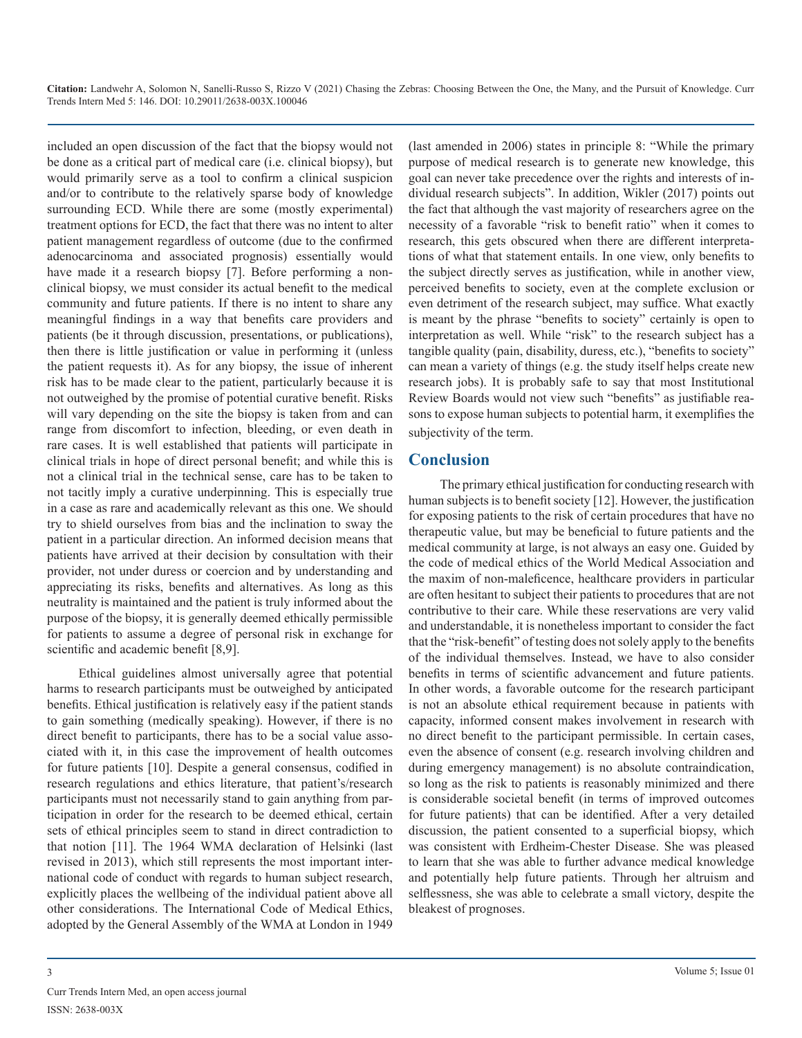included an open discussion of the fact that the biopsy would not be done as a critical part of medical care (i.e. clinical biopsy), but would primarily serve as a tool to confirm a clinical suspicion and/or to contribute to the relatively sparse body of knowledge surrounding ECD. While there are some (mostly experimental) treatment options for ECD, the fact that there was no intent to alter patient management regardless of outcome (due to the confirmed adenocarcinoma and associated prognosis) essentially would have made it a research biopsy [7]. Before performing a non-clinical biopsy, we must consider its actual benefit to the medical community and future patients. If there is no intent to share any meaningful findings in a way that benefits care providers and patients (be it through discussion, presentations, or publications), then there is little justification or value in performing it (unless the patient requests it). As for any biopsy, the issue of inherent risk has to be made clear to the patient, particularly because it is not outweighed by the promise of potential curative benefit. Risks will vary depending on the site the biopsy is taken from and can range from discomfort to infection, bleeding, or even death in rare cases. It is well established that patients will participate in clinical trials in hope of direct personal benefit; and while this is not a clinical trial in the technical sense, care has to be taken to not tacitly imply a curative underpinning. This is especially true in a case as rare and academically relevant as this one. We should try to shield ourselves from bias and the inclination to sway the patient in a particular direction. An informed decision means that patients have arrived at their decision by consultation with their provider, not under duress or coercion and by understanding and appreciating its risks, benefits and alternatives. As long as this neutrality is maintained and the patient is truly informed about the purpose of the biopsy, it is generally deemed ethically permissible for patients to assume a degree of personal risk in exchange for scientific and academic benefit [8,9].

Ethical guidelines almost universally agree that potential harms to research participants must be outweighed by anticipated benefits. Ethical justification is relatively easy if the patient stands to gain something (medically speaking). However, if there is no direct benefit to participants, there has to be a social value associated with it, in this case the improvement of health outcomes for future patients [10]. Despite a general consensus, codified in research regulations and ethics literature, that patient's/research participants must not necessarily stand to gain anything from participation in order for the research to be deemed ethical, certain sets of ethical principles seem to stand in direct contradiction to that notion [11]. The 1964 WMA declaration of Helsinki (last revised in 2013), which still represents the most important international code of conduct with regards to human subject research, explicitly places the wellbeing of the individual patient above all other considerations. The International Code of Medical Ethics, adopted by the General Assembly of the WMA at London in 1949 (last amended in 2006) states in principle 8: "While the primary purpose of medical research is to generate new knowledge, this goal can never take precedence over the rights and interests of individual research subjects". In addition, Wikler (2017) points out the fact that although the vast majority of researchers agree on the necessity of a favorable "risk to benefit ratio" when it comes to research, this gets obscured when there are different interpretations of what that statement entails. In one view, only benefits to the subject directly serves as justification, while in another view, perceived benefits to society, even at the complete exclusion or even detriment of the research subject, may suffice. What exactly is meant by the phrase "benefits to society" certainly is open to interpretation as well. While "risk" to the research subject has a tangible quality (pain, disability, duress, etc.), "benefits to society" can mean a variety of things (e.g. the study itself helps create new research jobs). It is probably safe to say that most Institutional Review Boards would not view such "benefits" as justifiable reasons to expose human subjects to potential harm, it exemplifies the subjectivity of the term.

## Conclusion

The primary ethical justification for conducting research with human subjects is to benefit society [12]. However, the justification for exposing patients to the risk of certain procedures that have no therapeutic value, but may be beneficial to future patients and the medical community at large, is not always an easy one. Guided by the code of medical ethics of the World Medical Association and the maxim of non-maleficence, healthcare providers in particular are often hesitant to subject their patients to procedures that are not contributive to their care. While these reservations are very valid and understandable, it is nonetheless important to consider the fact that the "risk-benefit" of testing does not solely apply to the benefits of the individual themselves. Instead, we have to also consider benefits in terms of scientific advancement and future patients. In other words, a favorable outcome for the research participant is not an absolute ethical requirement because in patients with capacity, informed consent makes involvement in research with no direct benefit to the participant permissible. In certain cases, even the absence of consent (e.g. research involving children and during emergency management) is no absolute contraindication, so long as the risk to patients is reasonably minimized and there is considerable societal benefit (in terms of improved outcomes for future patients) that can be identified. After a very detailed discussion, the patient consented to a superficial biopsy, which was consistent with Erdheim-Chester Disease. She was pleased to learn that she was able to further advance medical knowledge and potentially help future patients. Through her altruism and selflessness, she was able to celebrate a small victory, despite the bleakest of prognoses.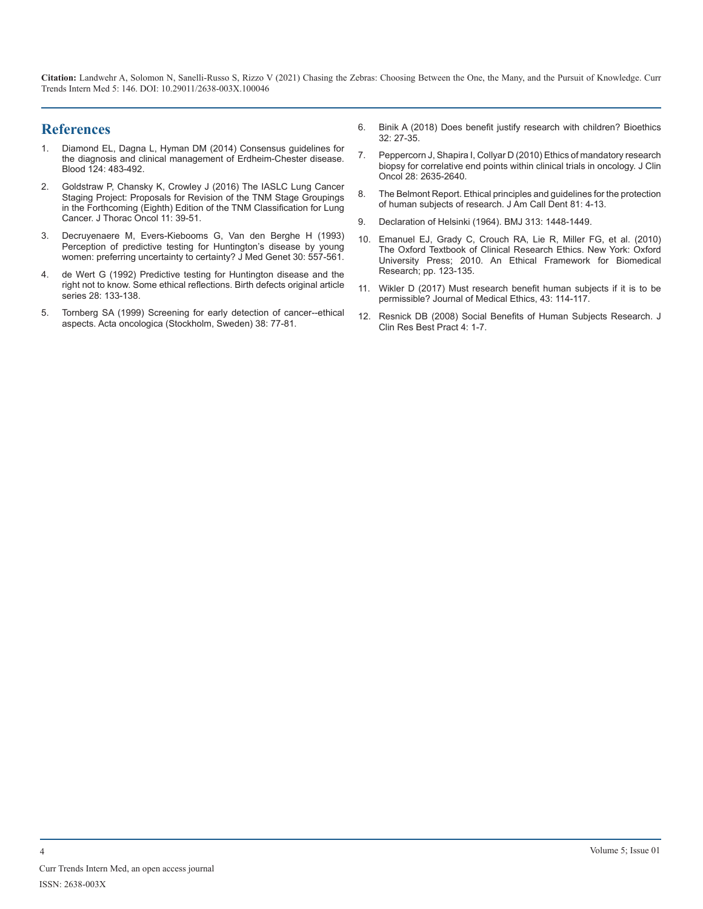## References

1. Diamond EL, Dagna L, Hyman DM (2014) Consensus guidelines for the diagnosis and clinical management of Erdheim-Chester disease. Blood 124: 483-492.
2. Goldstraw P, Chansky K, Crowley J (2016) The IASLC Lung Cancer Staging Project: Proposals for Revision of the TNM Stage Groupings in the Forthcoming (Eighth) Edition of the TNM Classification for Lung Cancer. J Thorac Oncol 11: 39-51.
3. Decruyenaere M, Evers-Kiebooms G, Van den Berghe H (1993) Perception of predictive testing for Huntington's disease by young women: preferring uncertainty to certainty? J Med Genet 30: 557-561.
4. de Wert G (1992) Predictive testing for Huntington disease and the right not to know. Some ethical reflections. Birth defects original article series 28: 133-138.
5. Tornberg SA (1999) Screening for early detection of cancer--ethical aspects. Acta oncologica (Stockholm, Sweden) 38: 77-81.
6. Binik A (2018) Does benefit justify research with children? Bioethics 32: 27-35.
7. Peppercorn J, Shapira I, Collyar D (2010) Ethics of mandatory research biopsy for correlative end points within clinical trials in oncology. J Clin Oncol 28: 2635-2640.
8. The Belmont Report. Ethical principles and guidelines for the protection of human subjects of research. J Am Call Dent 81: 4-13.
9. Declaration of Helsinki (1964). BMJ 313: 1448-1449.
10. Emanuel EJ, Grady C, Crouch RA, Lie R, Miller FG, et al. (2010) The Oxford Textbook of Clinical Research Ethics. New York: Oxford University Press; 2010. An Ethical Framework for Biomedical Research; pp. 123-135.
11. Wikler D (2017) Must research benefit human subjects if it is to be permissible? Journal of Medical Ethics, 43: 114-117.
12. Resnick DB (2008) Social Benefits of Human Subjects Research. J Clin Res Best Pract 4: 1-7.